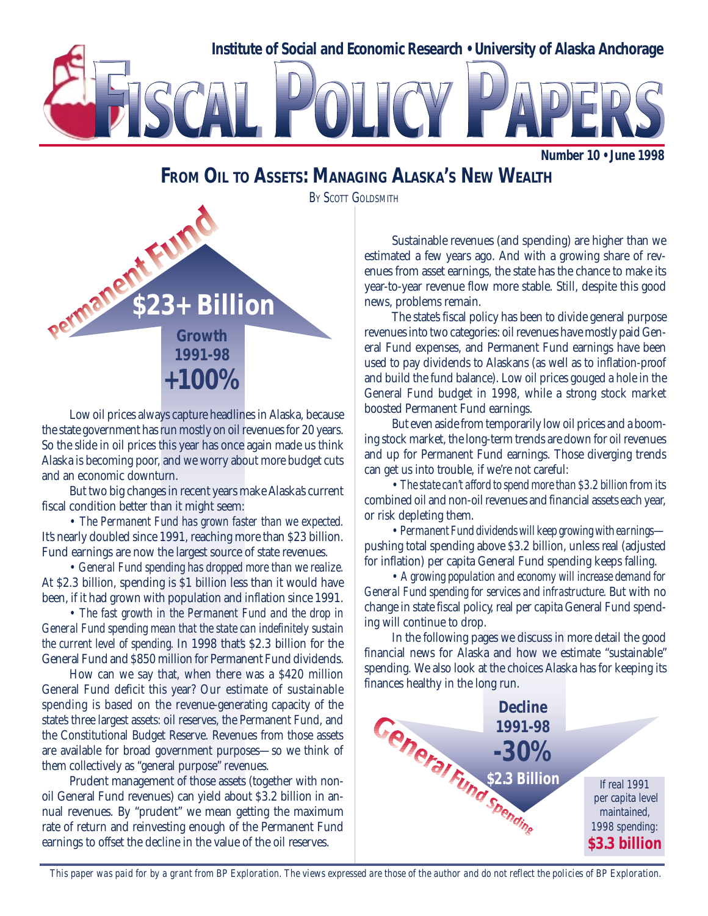Institute of Social and Economic Research • University of Alaska Anchorage

# FISCAL POLICY PAPERS

Number 10 • June 1998

## FROM OIL TO ASSETS: MANAGING ALASKA'S NEW WEALTH

BY SCOTT GOLDSMITH

Permanent Fund

$23+ Billion

Growth 1991-98 +100%

Low oil prices always capture headlines in Alaska, because the state government has run mostly on oil revenues for 20 years. So the slide in oil prices this year has once again made us think Alaska is becoming poor, and we worry about more budget cuts and an economic downturn.

But two big changes in recent years make Alaska's current fiscal condition better than it might seem:

• *The Permanent Fund has grown faster than we expected.* It's nearly doubled since 1991, reaching more than $23 billion. Fund earnings are now the largest source of state revenues.

• *General Fund spending has dropped more than we realize.* At $2.3 billion, spending is $1 billion less than it would have been, if it had grown with population and inflation since 1991.

• *The fast growth in the Permanent Fund and the drop in General Fund spending mean that the state can indefinitely sustain the current level of spending.* In 1998 that's $2.3 billion for the General Fund and $850 million for Permanent Fund dividends.

How can we say that, when there was a $420 million General Fund deficit this year? Our estimate of sustainable spending is based on the revenue-generating capacity of the state's three largest assets: oil reserves, the Permanent Fund, and the Constitutional Budget Reserve. Revenues from those assets are available for broad government purposes—so we think of them collectively as "general purpose" revenues.

Prudent management of those assets (together with non-oil General Fund revenues) can yield about $3.2 billion in annual revenues. By "prudent" we mean getting the maximum rate of return and reinvesting enough of the Permanent Fund earnings to offset the decline in the value of the oil reserves.

Sustainable revenues (and spending) are higher than we estimated a few years ago. And with a growing share of revenues from asset earnings, the state has the chance to make its year-to-year revenue flow more stable. Still, despite this good news, problems remain.

The state's fiscal policy has been to divide general purpose revenues into two categories: oil revenues have mostly paid General Fund expenses, and Permanent Fund earnings have been used to pay dividends to Alaskans (as well as to inflation-proof and build the fund balance). Low oil prices gouged a hole in the General Fund budget in 1998, while a strong stock market boosted Permanent Fund earnings.

But even aside from temporarily low oil prices and a booming stock market, the long-term trends are down for oil revenues and up for Permanent Fund earnings. Those diverging trends can get us into trouble, if we're not careful:

• *The state can't afford to spend more than $3.2 billion* from its combined oil and non-oil revenues and financial assets each year, or risk depleting them.

• *Permanent Fund dividends will keep growing with earnings*—pushing total spending above $3.2 billion, unless real (adjusted for inflation) per capita General Fund spending keeps falling.

• *A growing population and economy will increase demand for General Fund spending for services and infrastructure.* But with no change in state fiscal policy, real per capita General Fund spending will continue to drop.

In the following pages we discuss in more detail the good financial news for Alaska and how we estimate "sustainable" spending. We also look at the choices Alaska has for keeping its finances healthy in the long run.

General Fund Spending

Decline 1991-98 -30%

$2.3 Billion

If real 1991 per capita level maintained, 1998 spending: **$3.3 billion**

*This paper was paid for by a grant from BP Exploration. The views expressed are those of the author and do not reflect the policies of BP Exploration.*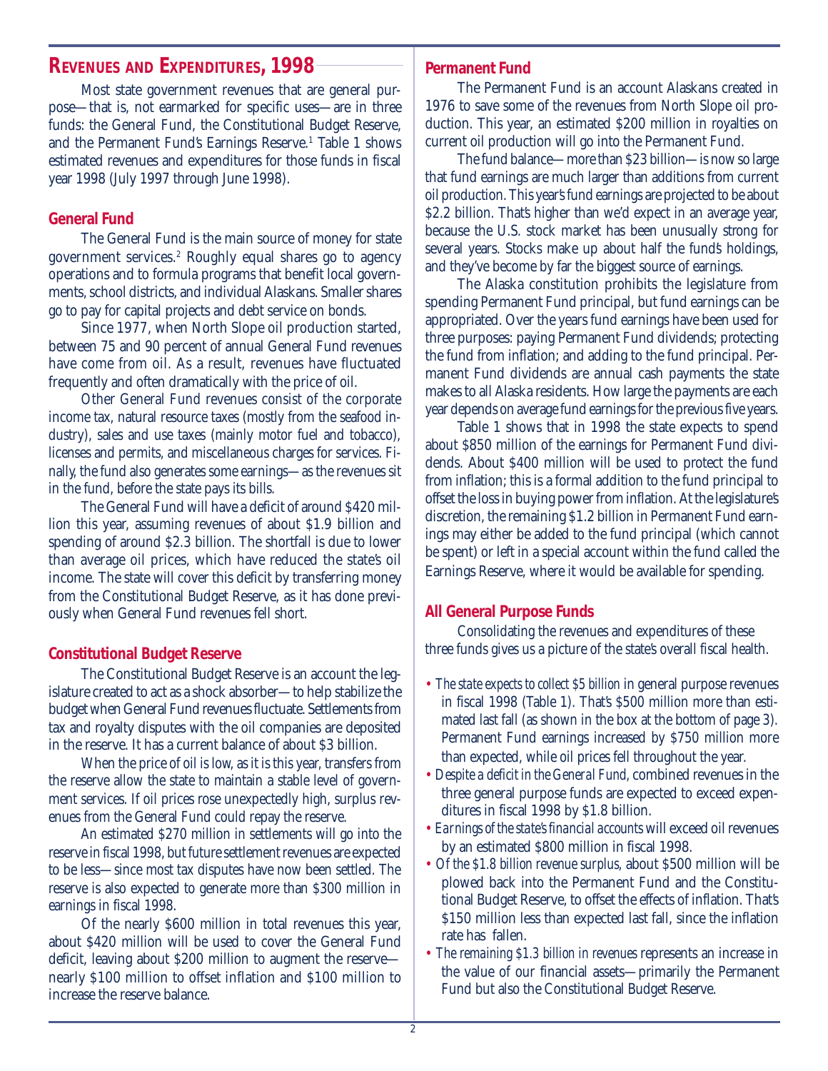## REVENUES AND EXPENDITURES, 1998

Most state government revenues that are general purpose—that is, not earmarked for specific uses—are in three funds: the General Fund, the Constitutional Budget Reserve, and the Permanent Fund's Earnings Reserve.[1] Table 1 shows estimated revenues and expenditures for those funds in fiscal year 1998 (July 1997 through June 1998).

### General Fund

The General Fund is the main source of money for state government services.[2] Roughly equal shares go to agency operations and to formula programs that benefit local governments, school districts, and individual Alaskans. Smaller shares go to pay for capital projects and debt service on bonds.

Since 1977, when North Slope oil production started, between 75 and 90 percent of annual General Fund revenues have come from oil. As a result, revenues have fluctuated frequently and often dramatically with the price of oil.

Other General Fund revenues consist of the corporate income tax, natural resource taxes (mostly from the seafood industry), sales and use taxes (mainly motor fuel and tobacco), licenses and permits, and miscellaneous charges for services. Finally, the fund also generates some earnings—as the revenues sit in the fund, before the state pays its bills.

The General Fund will have a deficit of around $420 million this year, assuming revenues of about $1.9 billion and spending of around $2.3 billion. The shortfall is due to lower than average oil prices, which have reduced the state's oil income. The state will cover this deficit by transferring money from the Constitutional Budget Reserve, as it has done previously when General Fund revenues fell short.

### Constitutional Budget Reserve

The Constitutional Budget Reserve is an account the legislature created to act as a shock absorber—to help stabilize the budget when General Fund revenues fluctuate. Settlements from tax and royalty disputes with the oil companies are deposited in the reserve. It has a current balance of about $3 billion.

When the price of oil is low, as it is this year, transfers from the reserve allow the state to maintain a stable level of government services. If oil prices rose unexpectedly high, surplus revenues from the General Fund could repay the reserve.

An estimated $270 million in settlements will go into the reserve in fiscal 1998, but future settlement revenues are expected to be less—since most tax disputes have now been settled. The reserve is also expected to generate more than $300 million in earnings in fiscal 1998.

Of the nearly $600 million in total revenues this year, about $420 million will be used to cover the General Fund deficit, leaving about $200 million to augment the reserve—nearly $100 million to offset inflation and $100 million to increase the reserve balance.

### Permanent Fund

The Permanent Fund is an account Alaskans created in 1976 to save some of the revenues from North Slope oil production. This year, an estimated $200 million in royalties on current oil production will go into the Permanent Fund.

The fund balance—more than $23 billion—is now so large that fund earnings are much larger than additions from current oil production. This year's fund earnings are projected to be about $2.2 billion. That's higher than we'd expect in an average year, because the U.S. stock market has been unusually strong for several years. Stocks make up about half the fund's holdings, and they've become by far the biggest source of earnings.

The Alaska constitution prohibits the legislature from spending Permanent Fund principal, but fund earnings can be appropriated. Over the years fund earnings have been used for three purposes: paying Permanent Fund dividends; protecting the fund from inflation; and adding to the fund principal. Permanent Fund dividends are annual cash payments the state makes to all Alaska residents. How large the payments are each year depends on average fund earnings for the previous five years.

Table 1 shows that in 1998 the state expects to spend about $850 million of the earnings for Permanent Fund dividends. About $400 million will be used to protect the fund from inflation; this is a formal addition to the fund principal to offset the loss in buying power from inflation. At the legislature's discretion, the remaining $1.2 billion in Permanent Fund earnings may either be added to the fund principal (which cannot be spent) or left in a special account within the fund called the Earnings Reserve, where it would be available for spending.

### All General Purpose Funds

Consolidating the revenues and expenditures of these three funds gives us a picture of the state's overall fiscal health.

- *The state expects to collect $5 billion* in general purpose revenues in fiscal 1998 (Table 1). That's $500 million more than estimated last fall (as shown in the box at the bottom of page 3). Permanent Fund earnings increased by $750 million more than expected, while oil prices fell throughout the year.
- *Despite a deficit in the General Fund*, combined revenues in the three general purpose funds are expected to exceed expenditures in fiscal 1998 by $1.8 billion.
- *Earnings of the state's financial accounts* will exceed oil revenues by an estimated $800 million in fiscal 1998.
- *Of the $1.8 billion revenue surplus*, about $500 million will be plowed back into the Permanent Fund and the Constitutional Budget Reserve, to offset the effects of inflation. That's $150 million less than expected last fall, since the inflation rate has fallen.
- *The remaining $1.3 billion in revenues* represents an increase in the value of our financial assets—primarily the Permanent Fund but also the Constitutional Budget Reserve.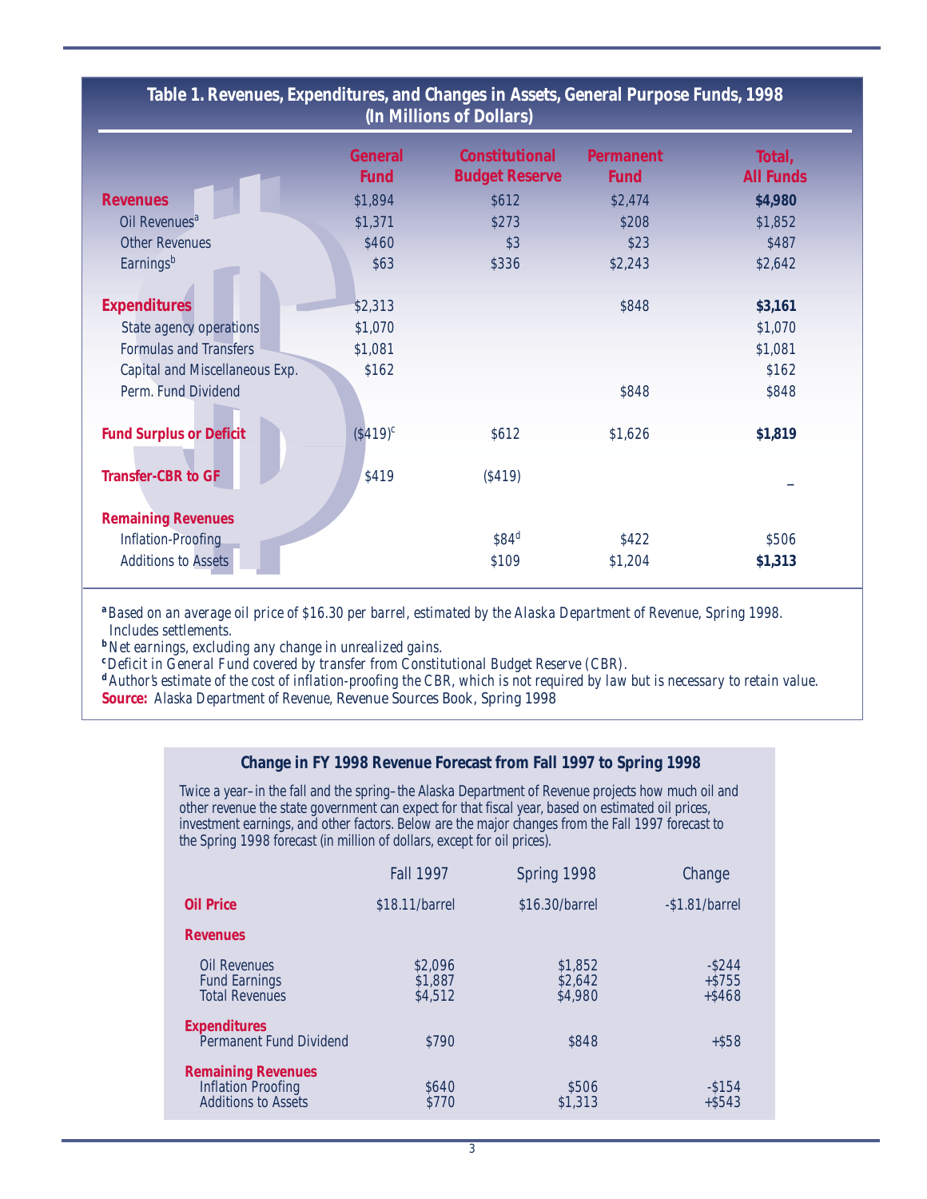## Table 1. Revenues, Expenditures, and Changes in Assets, General Purpose Funds, 1998 (In Millions of Dollars)

| | General Fund | Constitutional Budget Reserve | Permanent Fund | Total, All Funds |
|---|---|---|---|---|
| **Revenues** | $1,894 | $612 | $2,474 | **$4,980** |
| Oil Revenues[a] | $1,371 | $273 | $208 | $1,852 |
| Other Revenues | $460 | $3 | $23 | $487 |
| Earnings[b] | $63 | $336 | $2,243 | $2,642 |
| **Expenditures** | $2,313 | | $848 | **$3,161** |
| State agency operations | $1,070 | | | $1,070 |
| Formulas and Transfers | $1,081 | | | $1,081 |
| Capital and Miscellaneous Exp. | $162 | | | $162 |
| Perm. Fund Dividend | | | $848 | $848 |
| **Fund Surplus or Deficit** | ($419)[c] | $612 | $1,626 | **$1,819** |
| **Transfer-CBR to GF** | $419 | ($419) | | – |
| **Remaining Revenues** | | | | |
| Inflation-Proofing | | $84[d] | $422 | $506 |
| Additions to Assets | | $109 | $1,204 | **$1,313** |

[a] Based on an average oil price of $16.30 per barrel, estimated by the Alaska Department of Revenue, Spring 1998. Includes settlements.
[b] Net earnings, excluding any change in unrealized gains.
[c] Deficit in General Fund covered by transfer from Constitutional Budget Reserve (CBR).
[d] Author's estimate of the cost of inflation-proofing the CBR, which is not required by law but is necessary to retain value.
**Source:** Alaska Department of Revenue, Revenue Sources Book, Spring 1998

### Change in FY 1998 Revenue Forecast from Fall 1997 to Spring 1998

Twice a year–in the fall and the spring–the Alaska Department of Revenue projects how much oil and other revenue the state government can expect for that fiscal year, based on estimated oil prices, investment earnings, and other factors. Below are the major changes from the Fall 1997 forecast to the Spring 1998 forecast (in million of dollars, except for oil prices).

| | Fall 1997 | Spring 1998 | Change |
|---|---|---|---|
| **Oil Price** | $18.11/barrel | $16.30/barrel | -$1.81/barrel |
| **Revenues** | | | |
| Oil Revenues | $2,096 | $1,852 | -$244 |
| Fund Earnings | $1,887 | $2,642 | +$755 |
| Total Revenues | $4,512 | $4,980 | +$468 |
| **Expenditures** | | | |
| Permanent Fund Dividend | $790 | $848 | +$58 |
| **Remaining Revenues** | | | |
| Inflation Proofing | $640 | $506 | -$154 |
| Additions to Assets | $770 | $1,313 | +$543 |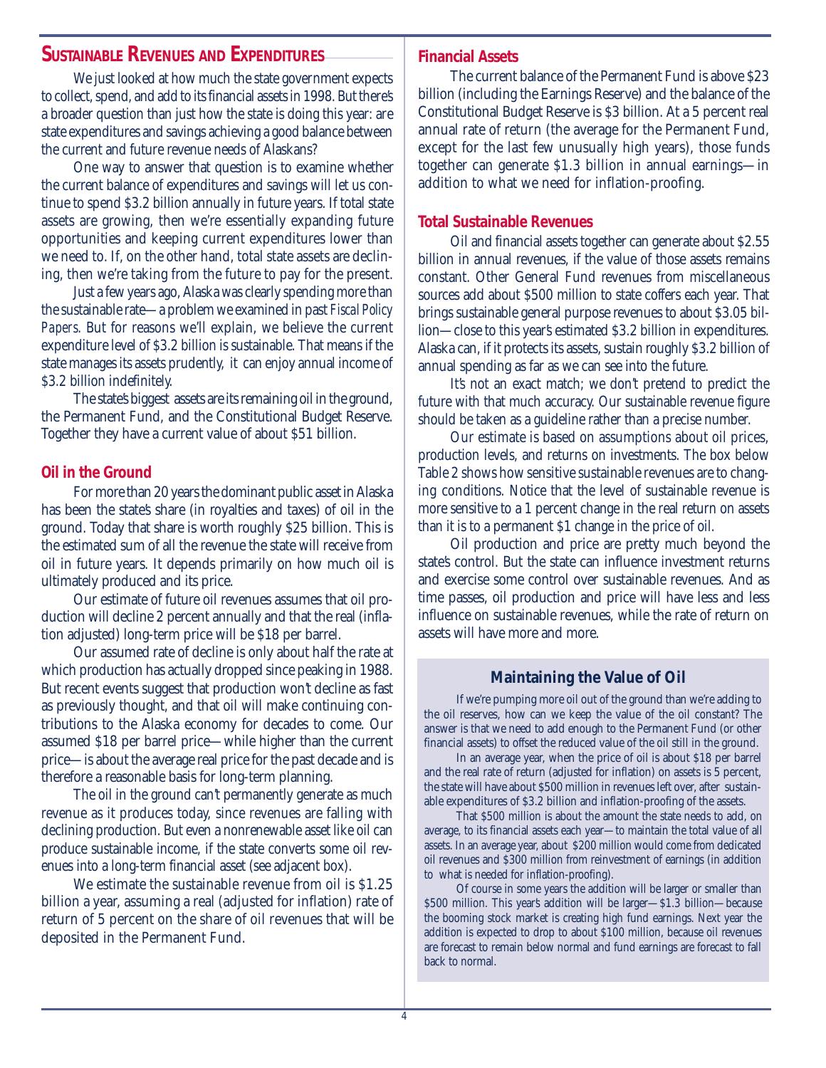## SUSTAINABLE REVENUES AND EXPENDITURES

We just looked at how much the state government expects to collect, spend, and add to its financial assets in 1998. But there's a broader question than just how the state is doing this year: are state expenditures and savings achieving a good balance between the current and future revenue needs of Alaskans?

One way to answer that question is to examine whether the current balance of expenditures and savings will let us continue to spend $3.2 billion annually in future years. If total state assets are growing, then we're essentially expanding future opportunities and keeping current expenditures lower than we need to. If, on the other hand, total state assets are declining, then we're taking from the future to pay for the present.

Just a few years ago, Alaska was clearly spending more than the sustainable rate—a problem we examined in past *Fiscal Policy Papers*. But for reasons we'll explain, we believe the current expenditure level of $3.2 billion is sustainable. That means if the state manages its assets prudently, it can enjoy annual income of $3.2 billion indefinitely.

The state's biggest assets are its remaining oil in the ground, the Permanent Fund, and the Constitutional Budget Reserve. Together they have a current value of about $51 billion.

### Oil in the Ground

For more than 20 years the dominant public asset in Alaska has been the state's share (in royalties and taxes) of oil in the ground. Today that share is worth roughly $25 billion. This is the estimated sum of all the revenue the state will receive from oil in future years. It depends primarily on how much oil is ultimately produced and its price.

Our estimate of future oil revenues assumes that oil production will decline 2 percent annually and that the real (inflation adjusted) long-term price will be $18 per barrel.

Our assumed rate of decline is only about half the rate at which production has actually dropped since peaking in 1988. But recent events suggest that production won't decline as fast as previously thought, and that oil will make continuing contributions to the Alaska economy for decades to come. Our assumed $18 per barrel price—while higher than the current price—is about the average real price for the past decade and is therefore a reasonable basis for long-term planning.

The oil in the ground can't permanently generate as much revenue as it produces today, since revenues are falling with declining production. But even a nonrenewable asset like oil can produce sustainable income, if the state converts some oil revenues into a long-term financial asset (see adjacent box).

We estimate the sustainable revenue from oil is $1.25 billion a year, assuming a real (adjusted for inflation) rate of return of 5 percent on the share of oil revenues that will be deposited in the Permanent Fund.

### Financial Assets

The current balance of the Permanent Fund is above $23 billion (including the Earnings Reserve) and the balance of the Constitutional Budget Reserve is $3 billion. At a 5 percent real annual rate of return (the average for the Permanent Fund, except for the last few unusually high years), those funds together can generate $1.3 billion in annual earnings—in addition to what we need for inflation-proofing.

### Total Sustainable Revenues

Oil and financial assets together can generate about $2.55 billion in annual revenues, if the value of those assets remains constant. Other General Fund revenues from miscellaneous sources add about $500 million to state coffers each year. That brings sustainable general purpose revenues to about $3.05 billion—close to this year's estimated $3.2 billion in expenditures. Alaska can, if it protects its assets, sustain roughly $3.2 billion of annual spending as far as we can see into the future.

It's not an exact match; we don't pretend to predict the future with that much accuracy. Our sustainable revenue figure should be taken as a guideline rather than a precise number.

Our estimate is based on assumptions about oil prices, production levels, and returns on investments. The box below Table 2 shows how sensitive sustainable revenues are to changing conditions. Notice that the level of sustainable revenue is more sensitive to a 1 percent change in the real return on assets than it is to a permanent $1 change in the price of oil.

Oil production and price are pretty much beyond the state's control. But the state can influence investment returns and exercise some control over sustainable revenues. And as time passes, oil production and price will have less and less influence on sustainable revenues, while the rate of return on assets will have more and more.

### Maintaining the Value of Oil

If we're pumping more oil out of the ground than we're adding to the oil reserves, how can we keep the value of the oil constant? The answer is that we need to add enough to the Permanent Fund (or other financial assets) to offset the reduced value of the oil still in the ground.

In an average year, when the price of oil is about $18 per barrel and the real rate of return (adjusted for inflation) on assets is 5 percent, the state will have about $500 million in revenues left over, after sustainable expenditures of $3.2 billion and inflation-proofing of the assets.

That $500 million is about the amount the state needs to add, on average, to its financial assets each year—to maintain the total value of all assets. In an average year, about $200 million would come from dedicated oil revenues and $300 million from reinvestment of earnings (in addition to what is needed for inflation-proofing).

Of course in some years the addition will be larger or smaller than $500 million. This year's addition will be larger—$1.3 billion—because the booming stock market is creating high fund earnings. Next year the addition is expected to drop to about $100 million, because oil revenues are forecast to remain below normal and fund earnings are forecast to fall back to normal.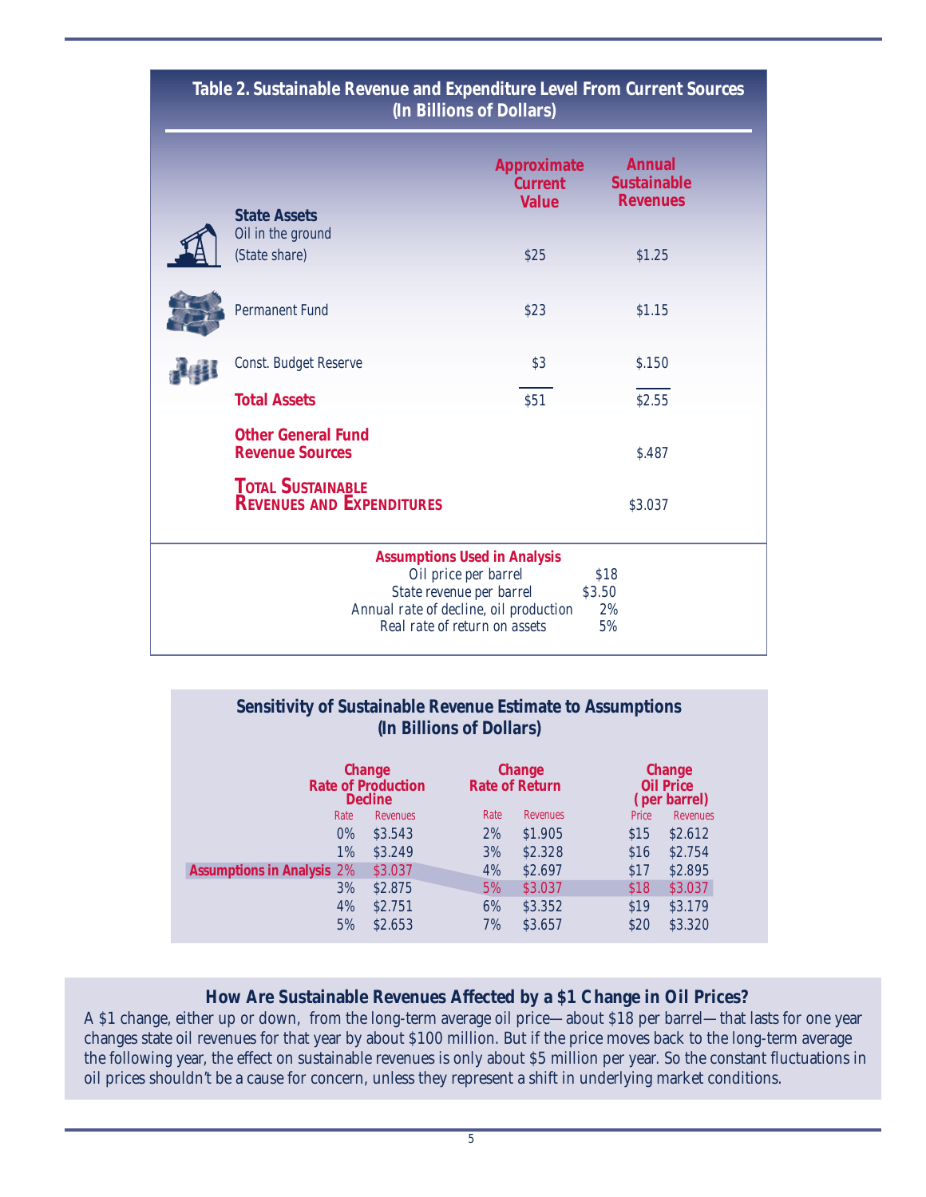## Table 2. Sustainable Revenue and Expenditure Level From Current Sources (In Billions of Dollars)

| | Approximate Current Value | Annual Sustainable Revenues |
|---|---|---|
| **State Assets** | | |
| Oil in the ground (State share) | $25 | $1.25 |
| Permanent Fund | $23 | $1.15 |
| Const. Budget Reserve | $3 | $.150 |
| **Total Assets** | $51 | $2.55 |
| **Other General Fund Revenue Sources** | | $.487 |
| **TOTAL SUSTAINABLE REVENUES AND EXPENDITURES** | | $3.037 |

**Assumptions Used in Analysis**

| | |
|---|---|
| Oil price per barrel | $18 |
| State revenue per barrel | $3.50 |
| Annual rate of decline, oil production | 2% |
| Real rate of return on assets | 5% |

## Sensitivity of Sustainable Revenue Estimate to Assumptions (In Billions of Dollars)

| | Change Rate of Production Decline | | Change Rate of Return | | Change Oil Price (per barrel) | |
|---|---|---|---|---|---|---|
| | Rate | Revenues | Rate | Revenues | Price | Revenues |
| | 0% | $3.543 | 2% | $1.905 | $15 | $2.612 |
| | 1% | $3.249 | 3% | $2.328 | $16 | $2.754 |
| **Assumptions in Analysis** | 2% | $3.037 | 4% | $2.697 | $17 | $2.895 |
| | 3% | $2.875 | 5% | $3.037 | $18 | $3.037 |
| | 4% | $2.751 | 6% | $3.352 | $19 | $3.179 |
| | 5% | $2.653 | 7% | $3.657 | $20 | $3.320 |

### How Are Sustainable Revenues Affected by a $1 Change in Oil Prices?

A $1 change, either up or down, from the long-term average oil price—about $18 per barrel—that lasts for one year changes state oil revenues for that year by about $100 million. But if the price moves back to the long-term average the following year, the effect on sustainable revenues is only about $5 million per year. So the constant fluctuations in oil prices shouldn't be a cause for concern, unless they represent a shift in underlying market conditions.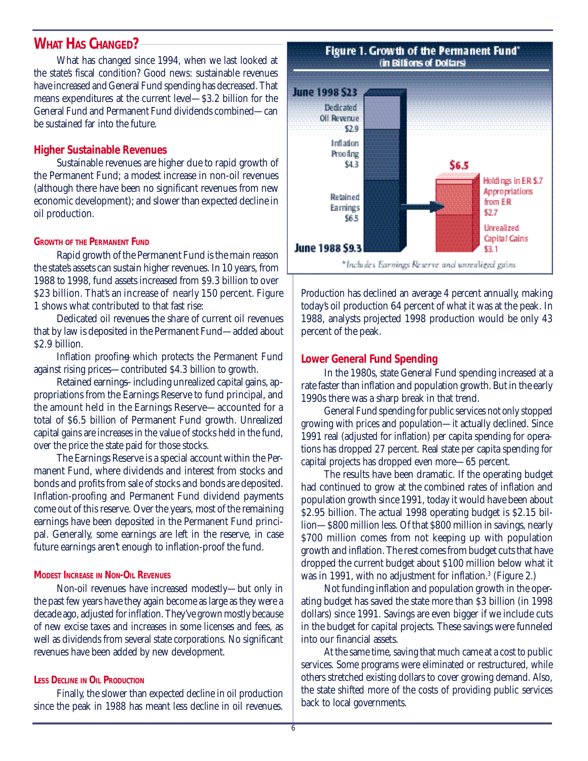## What Has Changed?

What has changed since 1994, when we last looked at the state's fiscal condition? Good news: sustainable revenues have increased and General Fund spending has decreased. That means expenditures at the current level—$3.2 billion for the General Fund and Permanent Fund dividends combined—can be sustained far into the future.

### Higher Sustainable Revenues

Sustainable revenues are higher due to rapid growth of the Permanent Fund; a modest increase in non-oil revenues (although there have been no significant revenues from new economic development); and slower than expected decline in oil production.

#### Growth of the Permanent Fund

Rapid growth of the Permanent Fund is the main reason the state's assets can sustain higher revenues. In 10 years, from 1988 to 1998, fund assets increased from $9.3 billion to over $23 billion. That's an increase of nearly 150 percent. Figure 1 shows what contributed to that fast rise:

Dedicated oil revenues—the share of current oil revenues that by law is deposited in the Permanent Fund—added about $2.9 billion.

Inflation proofing—which protects the Permanent Fund against rising prices—contributed $4.3 billion to growth.

Retained earnings—including unrealized capital gains, appropriations from the Earnings Reserve to fund principal, and the amount held in the Earnings Reserve—accounted for a total of $6.5 billion of Permanent Fund growth. Unrealized capital gains are increases in the value of stocks held in the fund, over the price the state paid for those stocks.

The Earnings Reserve is a special account within the Permanent Fund, where dividends and interest from stocks and bonds and profits from sale of stocks and bonds are deposited. Inflation-proofing and Permanent Fund dividend payments come out of this reserve. Over the years, most of the remaining earnings have been deposited in the Permanent Fund principal. Generally, some earnings are left in the reserve, in case future earnings aren't enough to inflation-proof the fund.

#### Modest Increase in Non-Oil Revenues

Non-oil revenues have increased modestly—but only in the past few years have they again become as large as they were a decade ago, adjusted for inflation. They've grown mostly because of new excise taxes and increases in some licenses and fees, as well as dividends from several state corporations. No significant revenues have been added by new development.

#### Less Decline in Oil Production

Finally, the slower than expected decline in oil production since the peak in 1988 has meant less decline in oil revenues. Production has declined an average 4 percent annually, making today's oil production 64 percent of what it was at the peak. In 1988, analysts projected 1998 production would be only 43 percent of the peak.

**Figure 1. Growth of the Permanent Fund\***
**(in Billions of Dollars)**

- June 1998 $23
  - Dedicated Oil Revenue $2.9
  - Inflation Proofing $4.3
  - Retained Earnings $6.5 → $6.5:
    - Holdings in ER $.7
    - Appropriations from ER $2.7
    - Unrealized Capital Gains $3.1
- June 1988 $9.3

*\*Includes Earnings Reserve and unrealized gains*

### Lower General Fund Spending

In the 1980s, state General Fund spending increased at a rate faster than inflation and population growth. But in the early 1990s there was a sharp break in that trend.

General Fund spending for public services not only stopped growing with prices and population—it actually declined. Since 1991 real (adjusted for inflation) per capita spending for operations has dropped 27 percent. Real state per capita spending for capital projects has dropped even more—65 percent.

The results have been dramatic. If the operating budget had continued to grow at the combined rates of inflation and population growth since 1991, today it would have been about $2.95 billion. The actual 1998 operating budget is $2.15 billion—$800 million less. Of that $800 million in savings, nearly $700 million comes from not keeping up with population growth and inflation. The rest comes from budget cuts that have dropped the current budget about $100 million below what it was in 1991, with no adjustment for inflation.[3] (Figure 2.)

Not funding inflation and population growth in the operating budget has saved the state more than $3 billion (in 1998 dollars) since 1991. Savings are even bigger if we include cuts in the budget for capital projects. These savings were funneled into our financial assets.

At the same time, saving that much came at a cost to public services. Some programs were eliminated or restructured, while others stretched existing dollars to cover growing demand. Also, the state shifted more of the costs of providing public services back to local governments.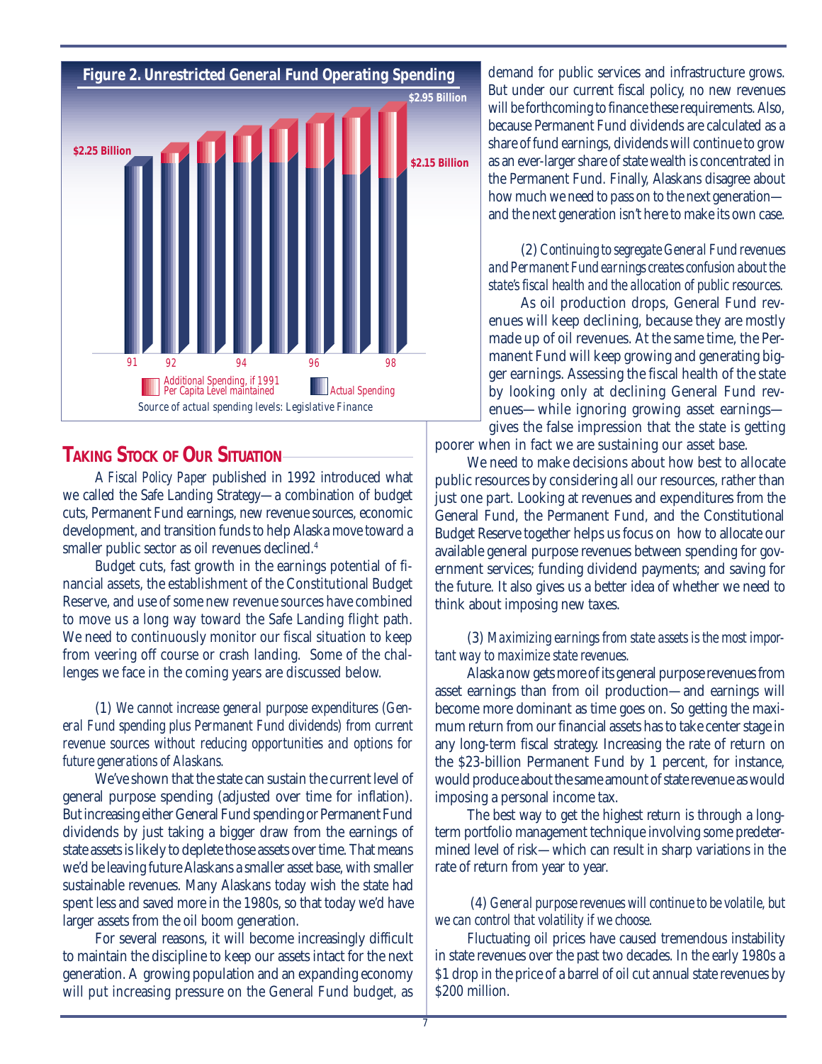**Figure 2. Unrestricted General Fund Operating Spending**

$2.25 Billion | $2.95 Billion | $2.15 Billion

91 92 94 96 98

Additional Spending, if 1991 Per Capita Level maintained | Actual Spending

Source of actual spending levels: Legislative Finance

## TAKING STOCK OF OUR SITUATION

A *Fiscal Policy Paper* published in 1992 introduced what we called the Safe Landing Strategy—a combination of budget cuts, Permanent Fund earnings, new revenue sources, economic development, and transition funds to help Alaska move toward a smaller public sector as oil revenues declined.[4]

Budget cuts, fast growth in the earnings potential of financial assets, the establishment of the Constitutional Budget Reserve, and use of some new revenue sources have combined to move us a long way toward the Safe Landing flight path. We need to continuously monitor our fiscal situation to keep from veering off course or crash landing. Some of the challenges we face in the coming years are discussed below.

*(1) We cannot increase general purpose expenditures (General Fund spending plus Permanent Fund dividends) from current revenue sources without reducing opportunities and options for future generations of Alaskans.*

We've shown that the state can sustain the current level of general purpose spending (adjusted over time for inflation). But increasing either General Fund spending or Permanent Fund dividends by just taking a bigger draw from the earnings of state assets is likely to deplete those assets over time. That means we'd be leaving future Alaskans a smaller asset base, with smaller sustainable revenues. Many Alaskans today wish the state had spent less and saved more in the 1980s, so that today we'd have larger assets from the oil boom generation.

For several reasons, it will become increasingly difficult to maintain the discipline to keep our assets intact for the next generation. A growing population and an expanding economy will put increasing pressure on the General Fund budget, as demand for public services and infrastructure grows. But under our current fiscal policy, no new revenues will be forthcoming to finance these requirements. Also, because Permanent Fund dividends are calculated as a share of fund earnings, dividends will continue to grow as an ever-larger share of state wealth is concentrated in the Permanent Fund. Finally, Alaskans disagree about how much we need to pass on to the next generation—and the next generation isn't here to make its own case.

*(2) Continuing to segregate General Fund revenues and Permanent Fund earnings creates confusion about the state's fiscal health and the allocation of public resources.*

As oil production drops, General Fund revenues will keep declining, because they are mostly made up of oil revenues. At the same time, the Permanent Fund will keep growing and generating bigger earnings. Assessing the fiscal health of the state by looking only at declining General Fund revenues—while ignoring growing asset earnings—gives the false impression that the state is getting poorer when in fact we are sustaining our asset base.

We need to make decisions about how best to allocate public resources by considering all our resources, rather than just one part. Looking at revenues and expenditures from the General Fund, the Permanent Fund, and the Constitutional Budget Reserve together helps us focus on how to allocate our available general purpose revenues between spending for government services; funding dividend payments; and saving for the future. It also gives us a better idea of whether we need to think about imposing new taxes.

*(3) Maximizing earnings from state assets is the most important way to maximize state revenues.*

Alaska now gets more of its general purpose revenues from asset earnings than from oil production—and earnings will become more dominant as time goes on. So getting the maximum return from our financial assets has to take center stage in any long-term fiscal strategy. Increasing the rate of return on the $23-billion Permanent Fund by 1 percent, for instance, would produce about the same amount of state revenue as would imposing a personal income tax.

The best way to get the highest return is through a long-term portfolio management technique involving some predetermined level of risk—which can result in sharp variations in the rate of return from year to year.

*(4) General purpose revenues will continue to be volatile, but we can control that volatility if we choose.*

Fluctuating oil prices have caused tremendous instability in state revenues over the past two decades. In the early 1980s a $1 drop in the price of a barrel of oil cut annual state revenues by $200 million.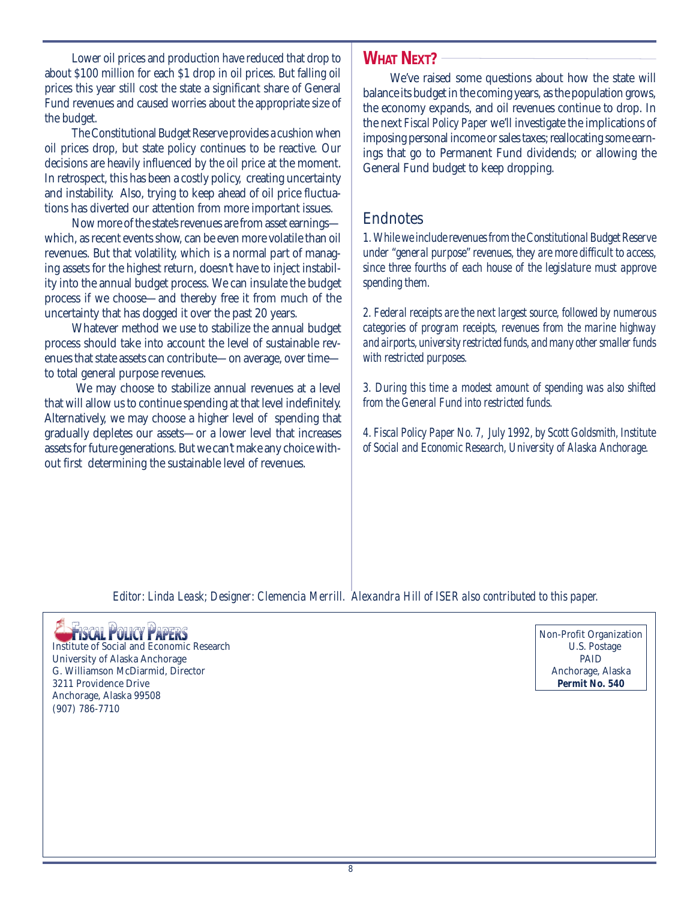Lower oil prices and production have reduced that drop to about $100 million for each $1 drop in oil prices. But falling oil prices this year still cost the state a significant share of General Fund revenues and caused worries about the appropriate size of the budget.

The Constitutional Budget Reserve provides a cushion when oil prices drop, but state policy continues to be reactive. Our decisions are heavily influenced by the oil price at the moment. In retrospect, this has been a costly policy, creating uncertainty and instability. Also, trying to keep ahead of oil price fluctuations has diverted our attention from more important issues.

Now more of the state's revenues are from asset earnings—which, as recent events show, can be even more volatile than oil revenues. But that volatility, which is a normal part of managing assets for the highest return, doesn't have to inject instability into the annual budget process. We can insulate the budget process if we choose—and thereby free it from much of the uncertainty that has dogged it over the past 20 years.

Whatever method we use to stabilize the annual budget process should take into account the level of sustainable revenues that state assets can contribute—on average, over time—to total general purpose revenues.

We may choose to stabilize annual revenues at a level that will allow us to continue spending at that level indefinitely. Alternatively, we may choose a higher level of spending that gradually depletes our assets—or a lower level that increases assets for future generations. But we can't make any choice without first determining the sustainable level of revenues.

## What Next?

We've raised some questions about how the state will balance its budget in the coming years, as the population grows, the economy expands, and oil revenues continue to drop. In the next *Fiscal Policy Paper* we'll investigate the implications of imposing personal income or sales taxes; reallocating some earnings that go to Permanent Fund dividends; or allowing the General Fund budget to keep dropping.

## Endnotes

*1. While we include revenues from the Constitutional Budget Reserve under "general purpose" revenues, they are more difficult to access, since three fourths of each house of the legislature must approve spending them.*

*2. Federal receipts are the next largest source, followed by numerous categories of program receipts, revenues from the marine highway and airports, university restricted funds, and many other smaller funds with restricted purposes.*

*3. During this time a modest amount of spending was also shifted from the General Fund into restricted funds.*

*4. Fiscal Policy Paper No. 7, July 1992, by Scott Goldsmith, Institute of Social and Economic Research, University of Alaska Anchorage.*

*Editor: Linda Leask; Designer: Clemencia Merrill. Alexandra Hill of ISER also contributed to this paper.*

**Fiscal Policy Papers**
Institute of Social and Economic Research
University of Alaska Anchorage
G. Williamson McDiarmid, Director
3211 Providence Drive
Anchorage, Alaska 99508
(907) 786-7710

Non-Profit Organization
U.S. Postage
PAID
Anchorage, Alaska
**Permit No. 540**